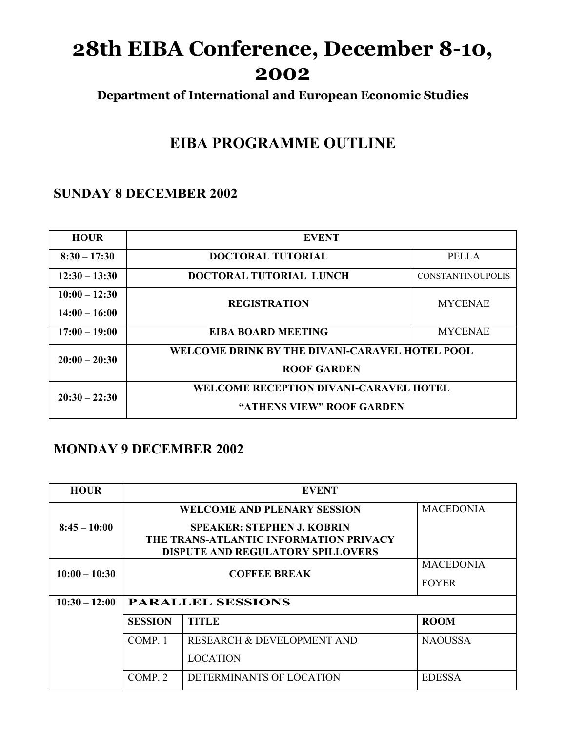# 28th EIBA Conference, December 8-10, 2002

**Department of International and European Economic Studies**

## EIBA PROGRAMME OUTLINE

### SUNDAY 8 DECEMBER 2002

| HOUR | EVENT | |
|---|---|---|
| 8:30 – 17:30 | DOCTORAL TUTORIAL | PELLA |
| 12:30 – 13:30 | DOCTORAL TUTORIAL LUNCH | CONSTANTINOUPOLIS |
| 10:00 – 12:30<br>14:00 – 16:00 | REGISTRATION | MYCENAE |
| 17:00 – 19:00 | EIBA BOARD MEETING | MYCENAE |
| 20:00 – 20:30 | WELCOME DRINK BY THE DIVANI-CARAVEL HOTEL POOL ROOF GARDEN | |
| 20:30 – 22:30 | WELCOME RECEPTION DIVANI-CARAVEL HOTEL "ATHENS VIEW" ROOF GARDEN | |

### MONDAY 9 DECEMBER 2002

| HOUR | EVENT | | |
|---|---|---|---|
| 8:45 – 10:00 | WELCOME AND PLENARY SESSION<br>SPEAKER: STEPHEN J. KOBRIN<br>THE TRANS-ATLANTIC INFORMATION PRIVACY DISPUTE AND REGULATORY SPILLOVERS | | MACEDONIA |
| 10:00 – 10:30 | COFFEE BREAK | | MACEDONIA FOYER |
| 10:30 – 12:00 | PARALLEL SESSIONS | | |
| | SESSION | TITLE | ROOM |
| | COMP. 1 | RESEARCH & DEVELOPMENT AND LOCATION | NAOUSSA |
| | COMP. 2 | DETERMINANTS OF LOCATION | EDESSA |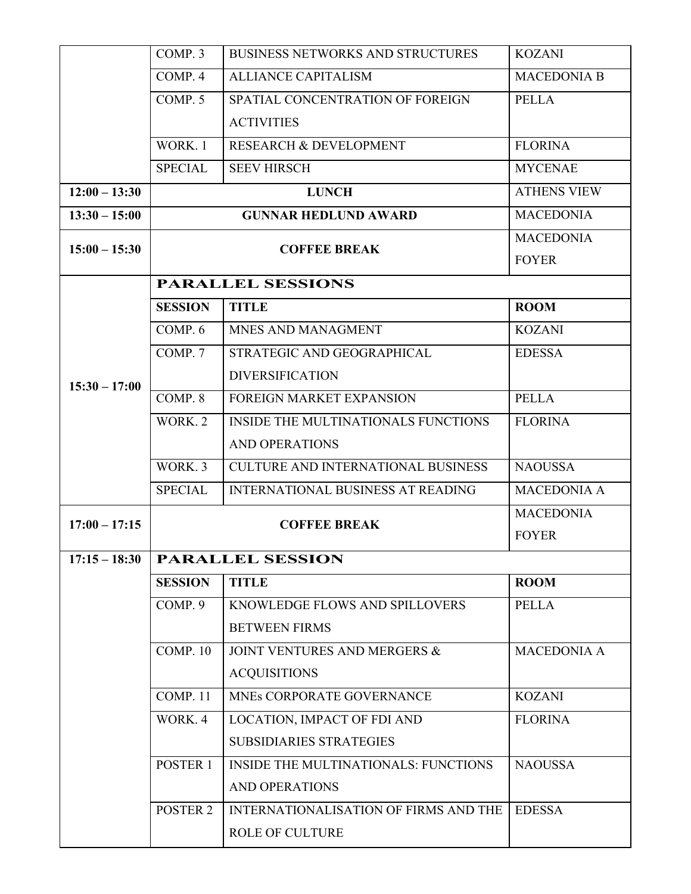| | | | |
|---|---|---|---|
| | COMP. 3 | BUSINESS NETWORKS AND STRUCTURES | KOZANI |
| | COMP. 4 | ALLIANCE CAPITALISM | MACEDONIA B |
| | COMP. 5 | SPATIAL CONCENTRATION OF FOREIGN ACTIVITIES | PELLA |
| | WORK. 1 | RESEARCH & DEVELOPMENT | FLORINA |
| | SPECIAL | SEEV HIRSCH | MYCENAE |
| **12:00 – 13:30** | | **LUNCH** | ATHENS VIEW |
| **13:30 – 15:00** | | **GUNNAR HEDLUND AWARD** | MACEDONIA |
| **15:00 – 15:30** | | **COFFEE BREAK** | MACEDONIA FOYER |
| **15:30 – 17:00** | **PARALLEL SESSIONS** | | |
| | **SESSION** | **TITLE** | **ROOM** |
| | COMP. 6 | MNES AND MANAGMENT | KOZANI |
| | COMP. 7 | STRATEGIC AND GEOGRAPHICAL DIVERSIFICATION | EDESSA |
| | COMP. 8 | FOREIGN MARKET EXPANSION | PELLA |
| | WORK. 2 | INSIDE THE MULTINATIONALS FUNCTIONS AND OPERATIONS | FLORINA |
| | WORK. 3 | CULTURE AND INTERNATIONAL BUSINESS | NAOUSSA |
| | SPECIAL | INTERNATIONAL BUSINESS AT READING | MACEDONIA A |
| **17:00 – 17:15** | | **COFFEE BREAK** | MACEDONIA FOYER |
| **17:15 – 18:30** | **PARALLEL SESSION** | | |
| | **SESSION** | **TITLE** | **ROOM** |
| | COMP. 9 | KNOWLEDGE FLOWS AND SPILLOVERS BETWEEN FIRMS | PELLA |
| | COMP. 10 | JOINT VENTURES AND MERGERS & ACQUISITIONS | MACEDONIA A |
| | COMP. 11 | MNEs CORPORATE GOVERNANCE | KOZANI |
| | WORK. 4 | LOCATION, IMPACT OF FDI AND SUBSIDIARIES STRATEGIES | FLORINA |
| | POSTER 1 | INSIDE THE MULTINATIONALS: FUNCTIONS AND OPERATIONS | NAOUSSA |
| | POSTER 2 | INTERNATIONALISATION OF FIRMS AND THE ROLE OF CULTURE | EDESSA |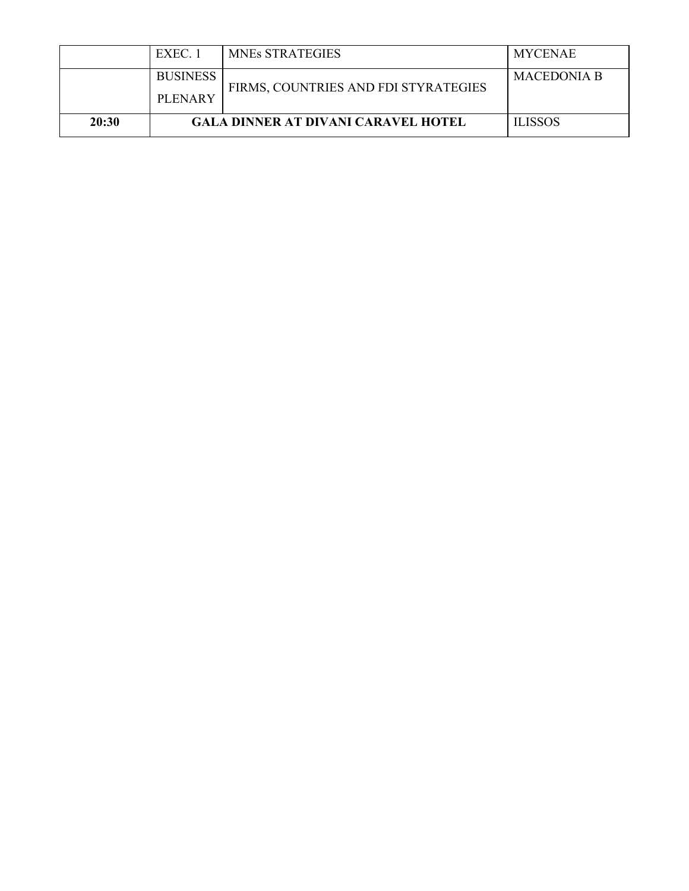|  | EXEC. 1 | MNEs STRATEGIES | MYCENAE |
|---|---|---|---|
|  | BUSINESS PLENARY | FIRMS, COUNTRIES AND FDI STYRATEGIES | MACEDONIA B |
| **20:30** | **GALA DINNER AT DIVANI CARAVEL HOTEL** |  | ILISSOS |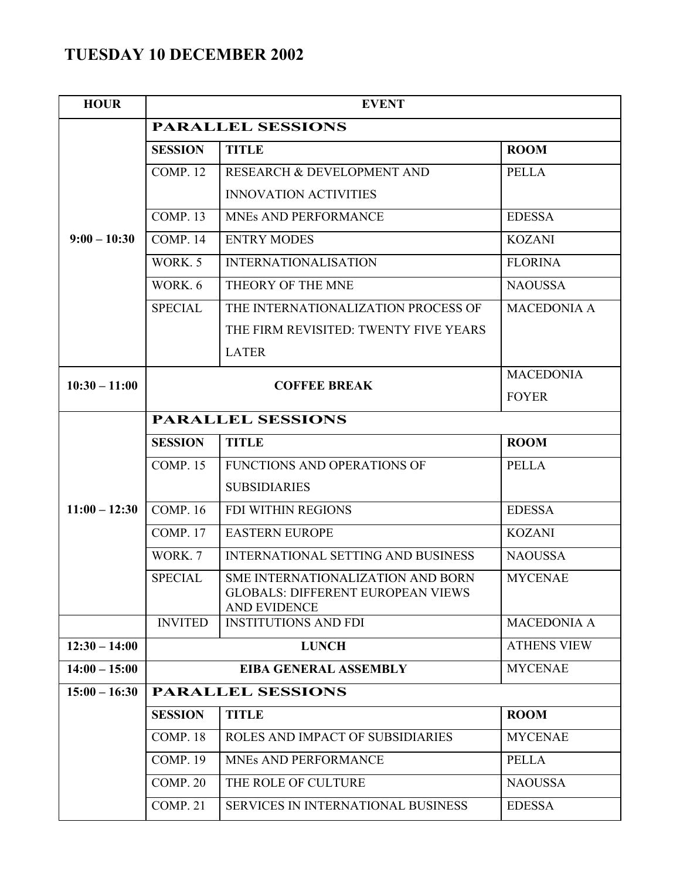# TUESDAY 10 DECEMBER 2002

| HOUR | EVENT | | |
|---|---|---|---|
| 9:00 – 10:30 | **PARALLEL SESSIONS** | | |
| | **SESSION** | **TITLE** | **ROOM** |
| | COMP. 12 | RESEARCH & DEVELOPMENT AND INNOVATION ACTIVITIES | PELLA |
| | COMP. 13 | MNEs AND PERFORMANCE | EDESSA |
| | COMP. 14 | ENTRY MODES | KOZANI |
| | WORK. 5 | INTERNATIONALISATION | FLORINA |
| | WORK. 6 | THEORY OF THE MNE | NAOUSSA |
| | SPECIAL | THE INTERNATIONALIZATION PROCESS OF THE FIRM REVISITED: TWENTY FIVE YEARS LATER | MACEDONIA A |
| 10:30 – 11:00 | **COFFEE BREAK** | | MACEDONIA FOYER |
| 11:00 – 12:30 | **PARALLEL SESSIONS** | | |
| | **SESSION** | **TITLE** | **ROOM** |
| | COMP. 15 | FUNCTIONS AND OPERATIONS OF SUBSIDIARIES | PELLA |
| | COMP. 16 | FDI WITHIN REGIONS | EDESSA |
| | COMP. 17 | EASTERN EUROPE | KOZANI |
| | WORK. 7 | INTERNATIONAL SETTING AND BUSINESS | NAOUSSA |
| | SPECIAL | SME INTERNATIONALIZATION AND BORN GLOBALS: DIFFERENT EUROPEAN VIEWS AND EVIDENCE | MYCENAE |
| | INVITED | INSTITUTIONS AND FDI | MACEDONIA A |
| 12:30 – 14:00 | **LUNCH** | | ATHENS VIEW |
| 14:00 – 15:00 | **EIBA GENERAL ASSEMBLY** | | MYCENAE |
| 15:00 – 16:30 | **PARALLEL SESSIONS** | | |
| | **SESSION** | **TITLE** | **ROOM** |
| | COMP. 18 | ROLES AND IMPACT OF SUBSIDIARIES | MYCENAE |
| | COMP. 19 | MNEs AND PERFORMANCE | PELLA |
| | COMP. 20 | THE ROLE OF CULTURE | NAOUSSA |
| | COMP. 21 | SERVICES IN INTERNATIONAL BUSINESS | EDESSA |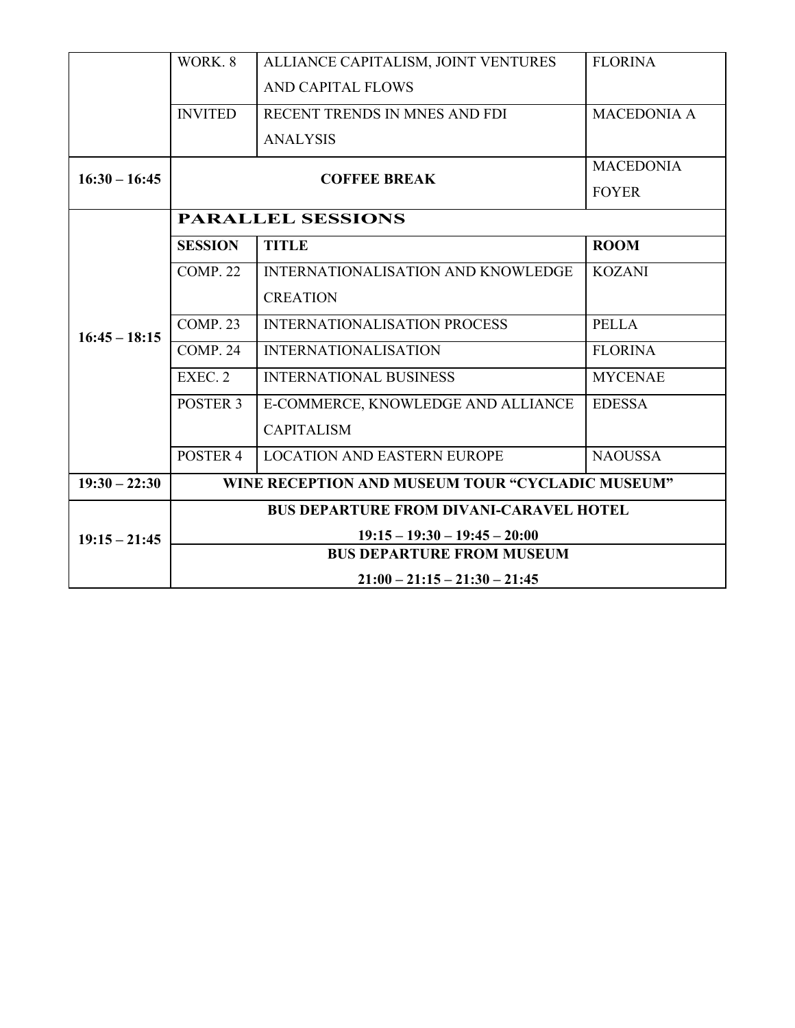| | | | |
|---|---|---|---|
| | WORK. 8 | ALLIANCE CAPITALISM, JOINT VENTURES AND CAPITAL FLOWS | FLORINA |
| | INVITED | RECENT TRENDS IN MNES AND FDI ANALYSIS | MACEDONIA A |
| **16:30 – 16:45** | **COFFEE BREAK** | | MACEDONIA FOYER |
| **16:45 – 18:15** | **PARALLEL SESSIONS** | | |
| | **SESSION** | **TITLE** | **ROOM** |
| | COMP. 22 | INTERNATIONALISATION AND KNOWLEDGE CREATION | KOZANI |
| | COMP. 23 | INTERNATIONALISATION PROCESS | PELLA |
| | COMP. 24 | INTERNATIONALISATION | FLORINA |
| | EXEC. 2 | INTERNATIONAL BUSINESS | MYCENAE |
| | POSTER 3 | E-COMMERCE, KNOWLEDGE AND ALLIANCE CAPITALISM | EDESSA |
| | POSTER 4 | LOCATION AND EASTERN EUROPE | NAOUSSA |
| **19:30 – 22:30** | **WINE RECEPTION AND MUSEUM TOUR "CYCLADIC MUSEUM"** | | |
| **19:15 – 21:45** | **BUS DEPARTURE FROM DIVANI-CARAVEL HOTEL** **19:15 – 19:30 – 19:45 – 20:00** | | |
| | **BUS DEPARTURE FROM MUSEUM** **21:00 – 21:15 – 21:30 – 21:45** | | |